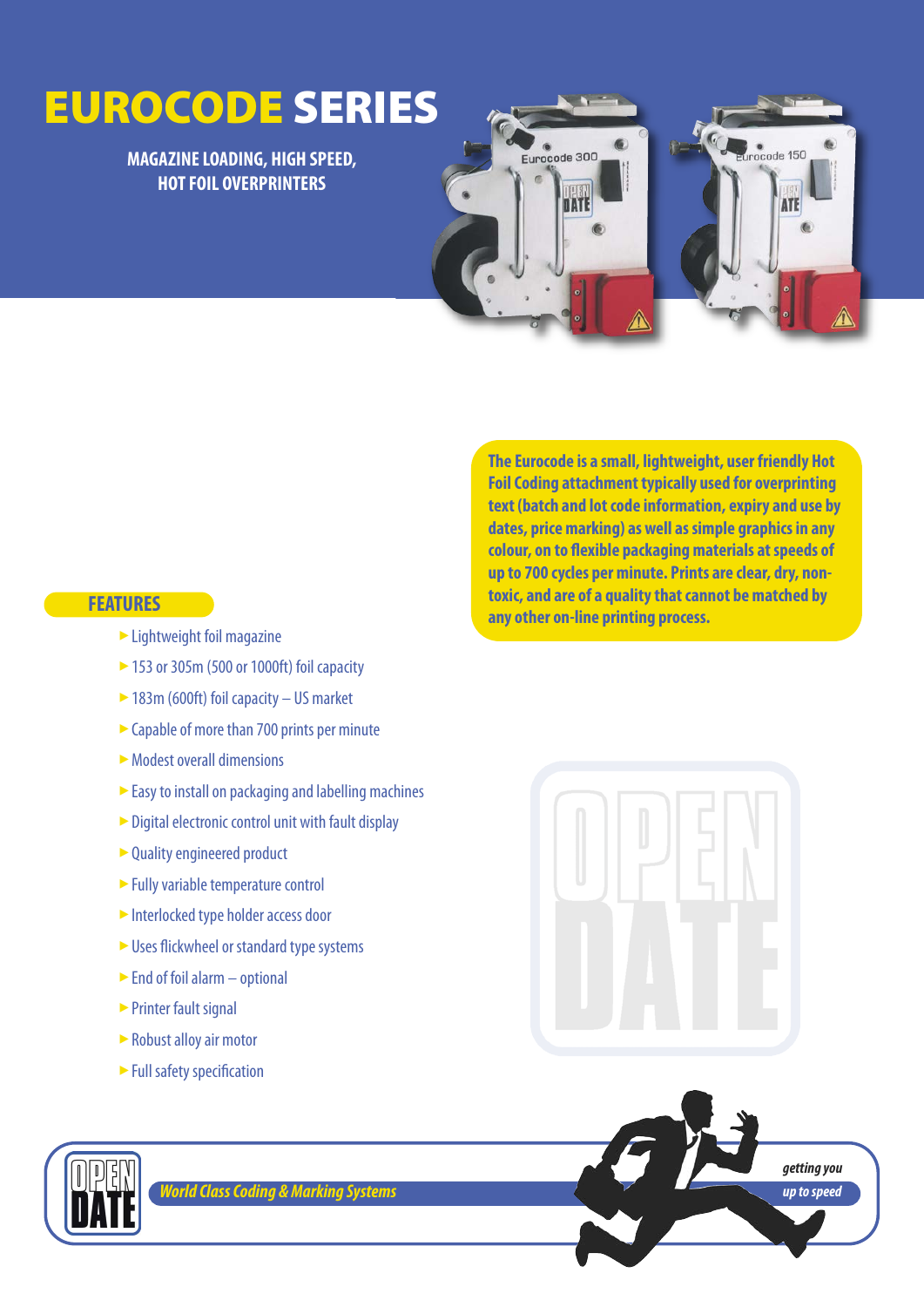# EUROCODE SERIES

**MAGAZINE LOADING, HIGH SPEED, HOT FOIL OVERPRINTERS**

**The Eurocode is a small, lightweight, user friendly Hot Foil Coding attachment typically used for overprinting text (batch and lot code information, expiry and use by dates, price marking) as well as simple graphics in any colour, on to flexible packaging materials at speeds of up to 700 cycles per minute. Prints are clear, dry, non-toxic, and are of a quality that cannot be matched by any other on-line printing process.**

## FEATURES

- Lightweight foil magazine
- 153 or 305m (500 or 1000ft) foil capacity
- 183m (600ft) foil capacity – US market
- Capable of more than 700 prints per minute
- Modest overall dimensions
- Easy to install on packaging and labelling machines
- Digital electronic control unit with fault display
- Quality engineered product
- Fully variable temperature control
- Interlocked type holder access door
- Uses flickwheel or standard type systems
- End of foil alarm – optional
- Printer fault signal
- Robust alloy air motor
- Full safety specification

*World Class Coding & Marking Systems*

*getting you up to speed*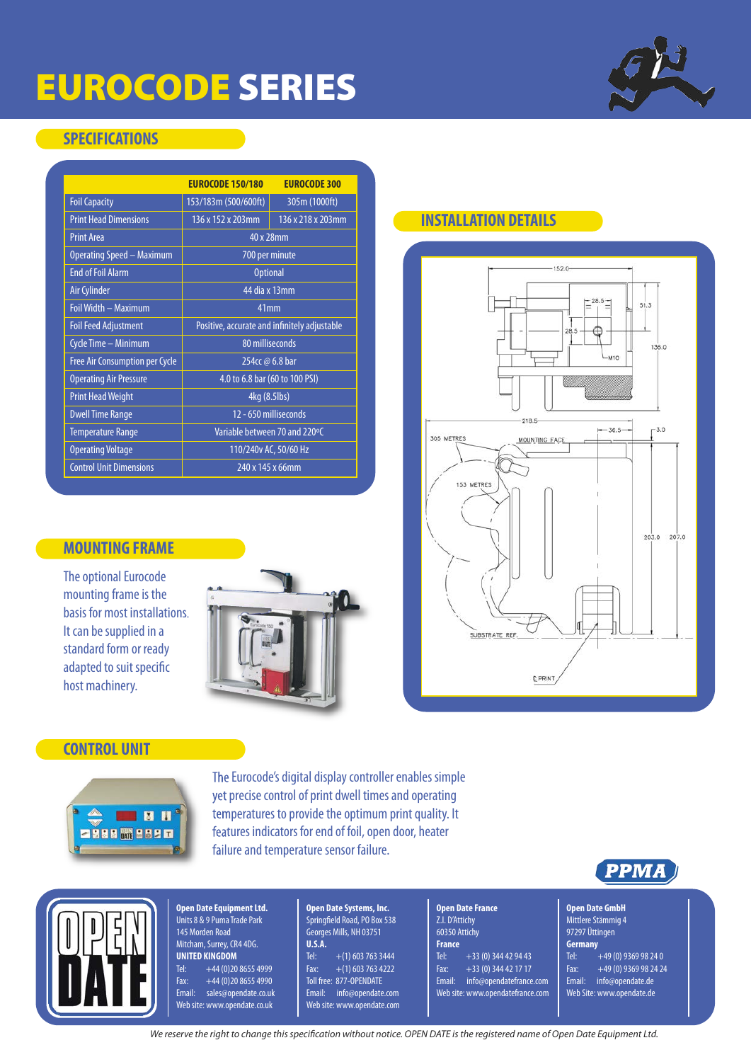# EUROCODE SERIES

## SPECIFICATIONS

| | EUROCODE 150/180 | EUROCODE 300 |
|---|---|---|
| Foil Capacity | 153/183m (500/600ft) | 305m (1000ft) |
| Print Head Dimensions | 136 x 152 x 203mm | 136 x 218 x 203mm |
| Print Area | 40 x 28mm | |
| Operating Speed – Maximum | 700 per minute | |
| End of Foil Alarm | Optional | |
| Air Cylinder | 44 dia x 13mm | |
| Foil Width – Maximum | 41mm | |
| Foil Feed Adjustment | Positive, accurate and infinitely adjustable | |
| Cycle Time – Minimum | 80 milliseconds | |
| Free Air Consumption per Cycle | 254cc @ 6.8 bar | |
| Operating Air Pressure | 4.0 to 6.8 bar (60 to 100 PSI) | |
| Print Head Weight | 4kg (8.5lbs) | |
| Dwell Time Range | 12 - 650 milliseconds | |
| Temperature Range | Variable between 70 and 220ºC | |
| Operating Voltage | 110/240v AC, 50/60 Hz | |
| Control Unit Dimensions | 240 x 145 x 66mm | |

## INSTALLATION DETAILS

152.0
28.5
51.3
28.5
M10
136.0
218.5
36.5
3.0
305 METRES
MOUNTING FACE
153 METRES
203.0
207.0
SUBSTRATE REF.
℄ PRINT

## MOUNTING FRAME

The optional Eurocode mounting frame is the basis for most installations. It can be supplied in a standard form or ready adapted to suit specific host machinery.

## CONTROL UNIT

The Eurocode's digital display controller enables simple yet precise control of print dwell times and operating temperatures to provide the optimum print quality. It features indicators for end of foil, open door, heater failure and temperature sensor failure.

PPMA

OPEN DATE

**Open Date Equipment Ltd.**
Units 8 & 9 Puma Trade Park
145 Morden Road
Mitcham, Surrey, CR4 4DG.
**UNITED KINGDOM**
Tel: +44 (0)20 8655 4999
Fax: +44 (0)20 8655 4990
Email: sales@opendate.co.uk
Web site: www.opendate.co.uk

**Open Date Systems, Inc.**
Springfield Road, PO Box 538
Georges Mills, NH 03751
**U.S.A.**
Tel: +(1) 603 763 3444
Fax: +(1) 603 763 4222
Toll free: 877-OPENDATE
Email: info@opendate.com
Web site: www.opendate.com

**Open Date France**
Z.I. D'Atticly
60350 Atticly
**France**
Tel: +33 (0) 344 42 94 43
Fax: +33 (0) 344 42 17 17
Email: info@opendatefrance.com
Web site: www.opendatefrance.com

**Open Date GmbH**
Mittlere Stämmig 4
97297 Üttingen
**Germany**
Tel: +49 (0) 9369 98 24 0
Fax: +49 (0) 9369 98 24 24
Email: info@opendate.de
Web Site: www.opendate.de

*We reserve the right to change this specification without notice. OPEN DATE is the registered name of Open Date Equipment Ltd.*